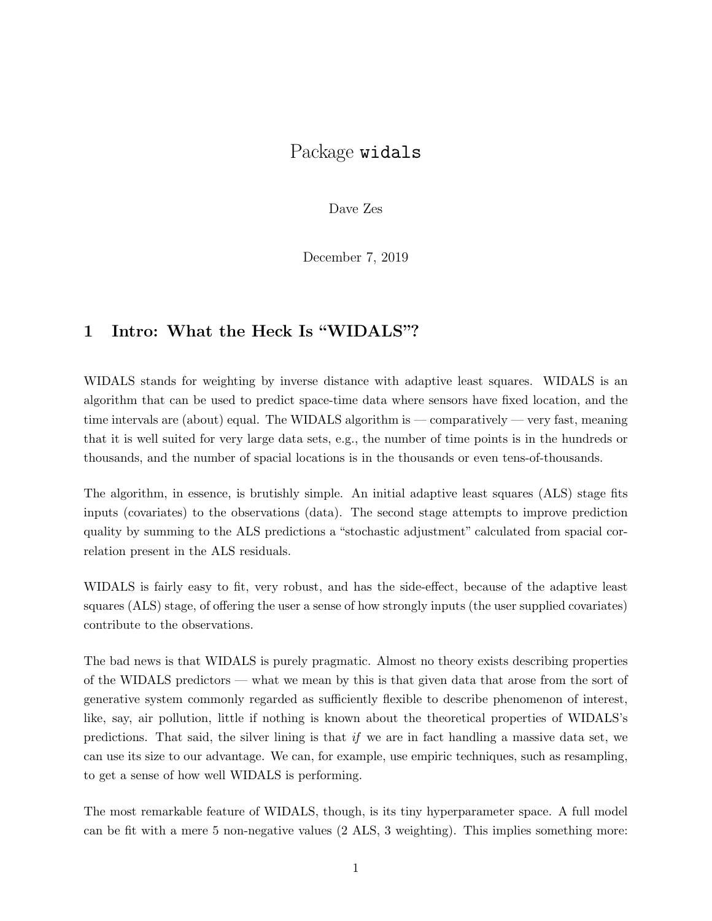# Package `widals`

Dave Zes

December 7, 2019

## 1 Intro: What the Heck Is "WIDALS"?

WIDALS stands for weighting by inverse distance with adaptive least squares. WIDALS is an algorithm that can be used to predict space-time data where sensors have fixed location, and the time intervals are (about) equal. The WIDALS algorithm is — comparatively — very fast, meaning that it is well suited for very large data sets, e.g., the number of time points is in the hundreds or thousands, and the number of spacial locations is in the thousands or even tens-of-thousands.

The algorithm, in essence, is brutishly simple. An initial adaptive least squares (ALS) stage fits inputs (covariates) to the observations (data). The second stage attempts to improve prediction quality by summing to the ALS predictions a "stochastic adjustment" calculated from spacial correlation present in the ALS residuals.

WIDALS is fairly easy to fit, very robust, and has the side-effect, because of the adaptive least squares (ALS) stage, of offering the user a sense of how strongly inputs (the user supplied covariates) contribute to the observations.

The bad news is that WIDALS is purely pragmatic. Almost no theory exists describing properties of the WIDALS predictors — what we mean by this is that given data that arose from the sort of generative system commonly regarded as sufficiently flexible to describe phenomenon of interest, like, say, air pollution, little if nothing is known about the theoretical properties of WIDALS's predictions. That said, the silver lining is that *if* we are in fact handling a massive data set, we can use its size to our advantage. We can, for example, use empiric techniques, such as resampling, to get a sense of how well WIDALS is performing.

The most remarkable feature of WIDALS, though, is its tiny hyperparameter space. A full model can be fit with a mere 5 non-negative values (2 ALS, 3 weighting). This implies something more: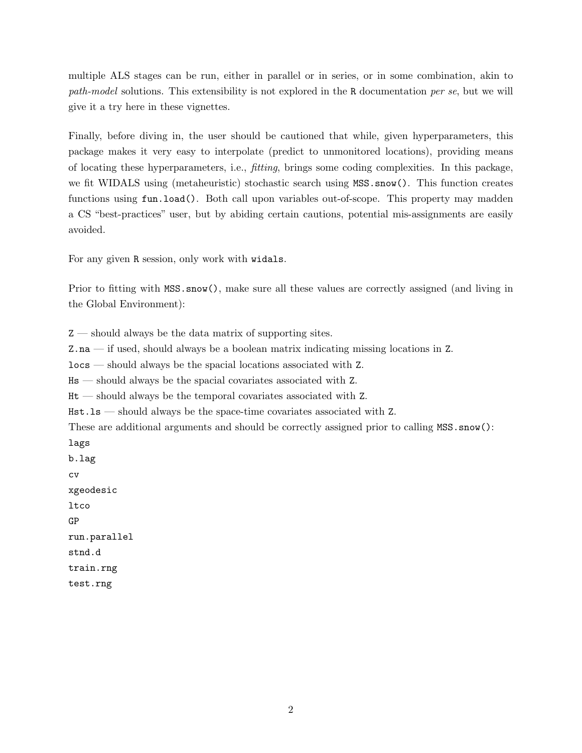multiple ALS stages can be run, either in parallel or in series, or in some combination, akin to *path-model* solutions. This extensibility is not explored in the `R` documentation *per se*, but we will give it a try here in these vignettes.

Finally, before diving in, the user should be cautioned that while, given hyperparameters, this package makes it very easy to interpolate (predict to unmonitored locations), providing means of locating these hyperparameters, i.e., *fitting*, brings some coding complexities. In this package, we fit WIDALS using (metaheuristic) stochastic search using `MSS.snow()`. This function creates functions using `fun.load()`. Both call upon variables out-of-scope. This property may madden a CS "best-practices" user, but by abiding certain cautions, potential mis-assignments are easily avoided.

For any given `R` session, only work with `widals`.

Prior to fitting with `MSS.snow()`, make sure all these values are correctly assigned (and living in the Global Environment):

`Z` — should always be the data matrix of supporting sites.
`Z.na` — if used, should always be a boolean matrix indicating missing locations in `Z`.
`locs` — should always be the spacial locations associated with `Z`.
`Hs` — should always be the spacial covariates associated with `Z`.
`Ht` — should always be the temporal covariates associated with `Z`.
`Hst.ls` — should always be the space-time covariates associated with `Z`.
These are additional arguments and should be correctly assigned prior to calling `MSS.snow()`:
`lags`
`b.lag`
`cv`
`xgeodesic`
`ltco`
`GP`
`run.parallel`
`stnd.d`
`train.rng`
`test.rng`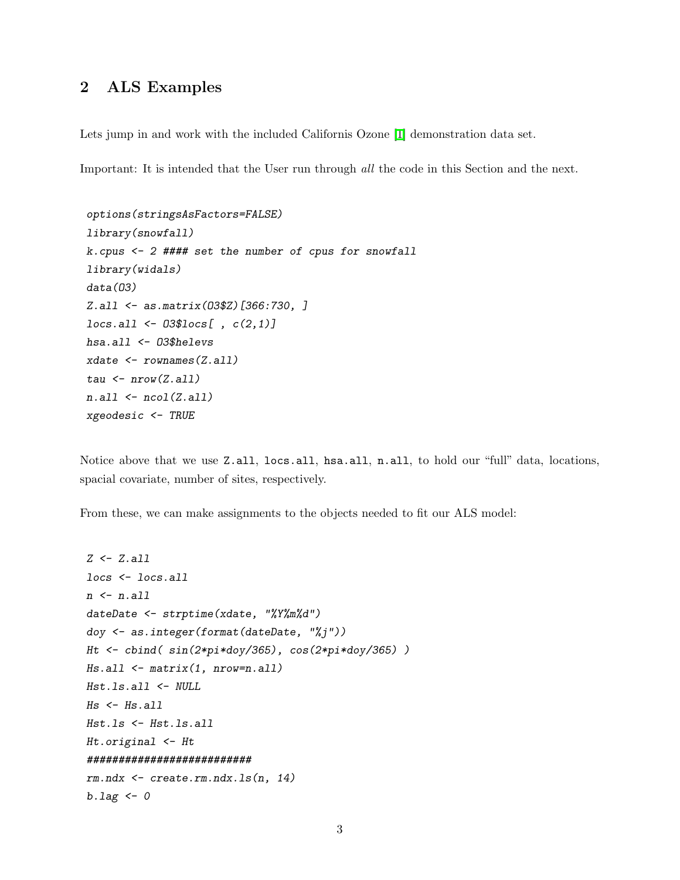## 2 ALS Examples

Lets jump in and work with the included Californis Ozone [1] demonstration data set.

Important: It is intended that the User run through *all* the code in this Section and the next.

```
options(stringsAsFactors=FALSE)
library(snowfall)
k.cpus <- 2 #### set the number of cpus for snowfall
library(widals)
data(O3)
Z.all <- as.matrix(O3$Z)[366:730, ]
locs.all <- O3$locs[ , c(2,1)]
hsa.all <- O3$helevs
xdate <- rownames(Z.all)
tau <- nrow(Z.all)
n.all <- ncol(Z.all)
xgeodesic <- TRUE
```

Notice above that we use `Z.all`, `locs.all`, `hsa.all`, `n.all`, to hold our "full" data, locations, spacial covariate, number of sites, respectively.

From these, we can make assignments to the objects needed to fit our ALS model:

```
Z <- Z.all
locs <- locs.all
n <- n.all
dateDate <- strptime(xdate, "%Y%m%d")
doy <- as.integer(format(dateDate, "%j"))
Ht <- cbind( sin(2*pi*doy/365), cos(2*pi*doy/365) )
Hs.all <- matrix(1, nrow=n.all)
Hst.ls.all <- NULL
Hs <- Hs.all
Hst.ls <- Hst.ls.all
Ht.original <- Ht
##########################
rm.ndx <- create.rm.ndx.ls(n, 14)
b.lag <- 0
```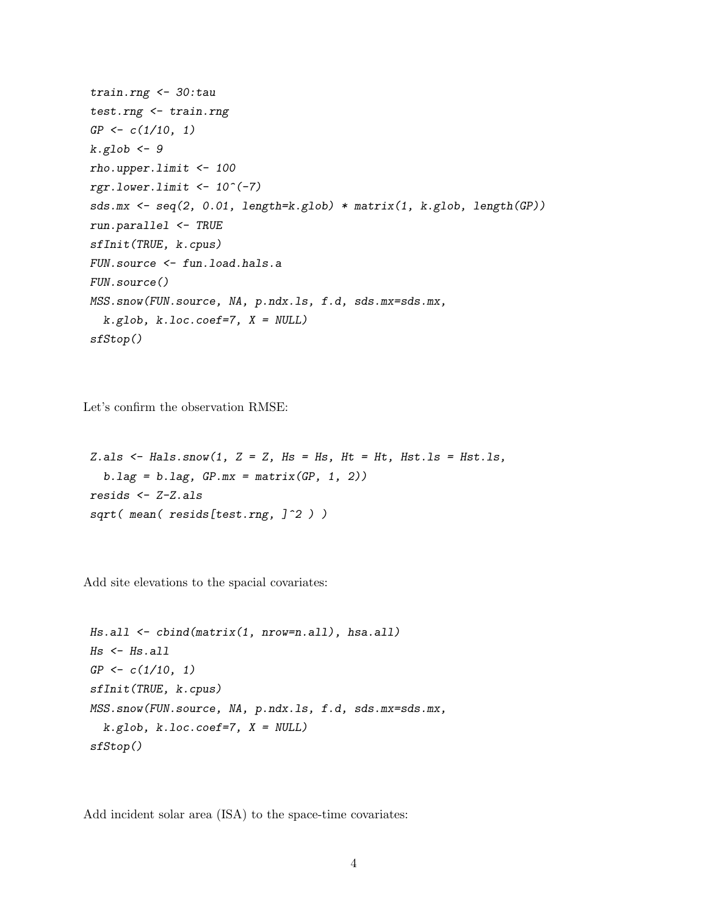```
train.rng <- 30:tau
test.rng <- train.rng
GP <- c(1/10, 1)
k.glob <- 9
rho.upper.limit <- 100
rgr.lower.limit <- 10^(-7)
sds.mx <- seq(2, 0.01, length=k.glob) * matrix(1, k.glob, length(GP))
run.parallel <- TRUE
sfInit(TRUE, k.cpus)
FUN.source <- fun.load.hals.a
FUN.source()
MSS.snow(FUN.source, NA, p.ndx.ls, f.d, sds.mx=sds.mx,
  k.glob, k.loc.coef=7, X = NULL)
sfStop()
```

Let's confirm the observation RMSE:

```
Z.als <- Hals.snow(1, Z = Z, Hs = Hs, Ht = Ht, Hst.ls = Hst.ls,
  b.lag = b.lag, GP.mx = matrix(GP, 1, 2))
resids <- Z-Z.als
sqrt( mean( resids[test.rng, ]^2 ) )
```

Add site elevations to the spacial covariates:

```
Hs.all <- cbind(matrix(1, nrow=n.all), hsa.all)
Hs <- Hs.all
GP <- c(1/10, 1)
sfInit(TRUE, k.cpus)
MSS.snow(FUN.source, NA, p.ndx.ls, f.d, sds.mx=sds.mx,
  k.glob, k.loc.coef=7, X = NULL)
sfStop()
```

Add incident solar area (ISA) to the space-time covariates: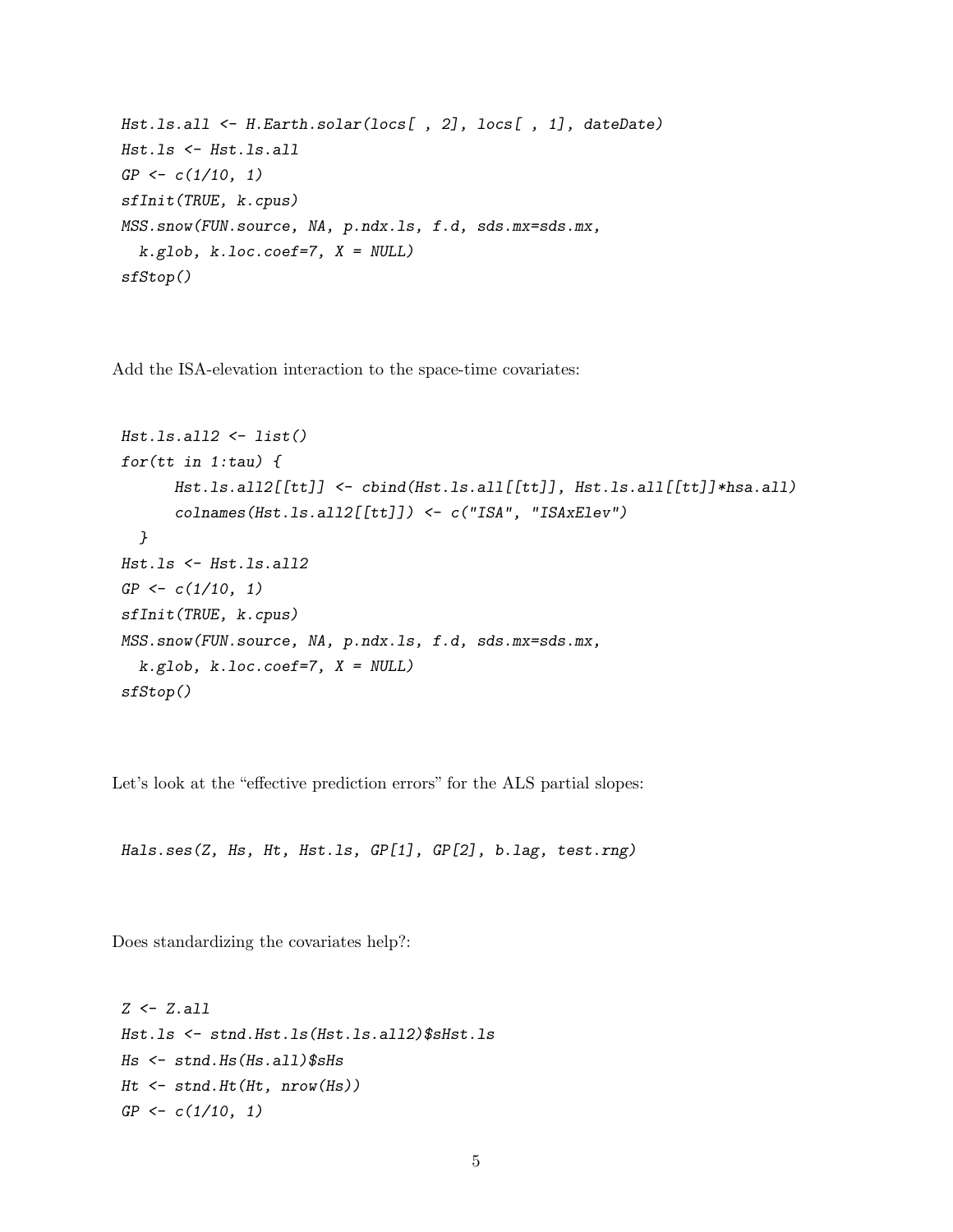```
Hst.ls.all <- H.Earth.solar(locs[ , 2], locs[ , 1], dateDate)
Hst.ls <- Hst.ls.all
GP <- c(1/10, 1)
sfInit(TRUE, k.cpus)
MSS.snow(FUN.source, NA, p.ndx.ls, f.d, sds.mx=sds.mx,
  k.glob, k.loc.coef=7, X = NULL)
sfStop()
```

Add the ISA-elevation interaction to the space-time covariates:

```
Hst.ls.all2 <- list()
for(tt in 1:tau) {
      Hst.ls.all2[[tt]] <- cbind(Hst.ls.all[[tt]], Hst.ls.all[[tt]]*hsa.all)
      colnames(Hst.ls.all2[[tt]]) <- c("ISA", "ISAxElev")
  }
Hst.ls <- Hst.ls.all2
GP <- c(1/10, 1)
sfInit(TRUE, k.cpus)
MSS.snow(FUN.source, NA, p.ndx.ls, f.d, sds.mx=sds.mx,
  k.glob, k.loc.coef=7, X = NULL)
sfStop()
```

Let's look at the "effective prediction errors" for the ALS partial slopes:

```
Hals.ses(Z, Hs, Ht, Hst.ls, GP[1], GP[2], b.lag, test.rng)
```

Does standardizing the covariates help?:

```
Z <- Z.all
Hst.ls <- stnd.Hst.ls(Hst.ls.all2)$sHst.ls
Hs <- stnd.Hs(Hs.all)$sHs
Ht <- stnd.Ht(Ht, nrow(Hs))
GP <- c(1/10, 1)
```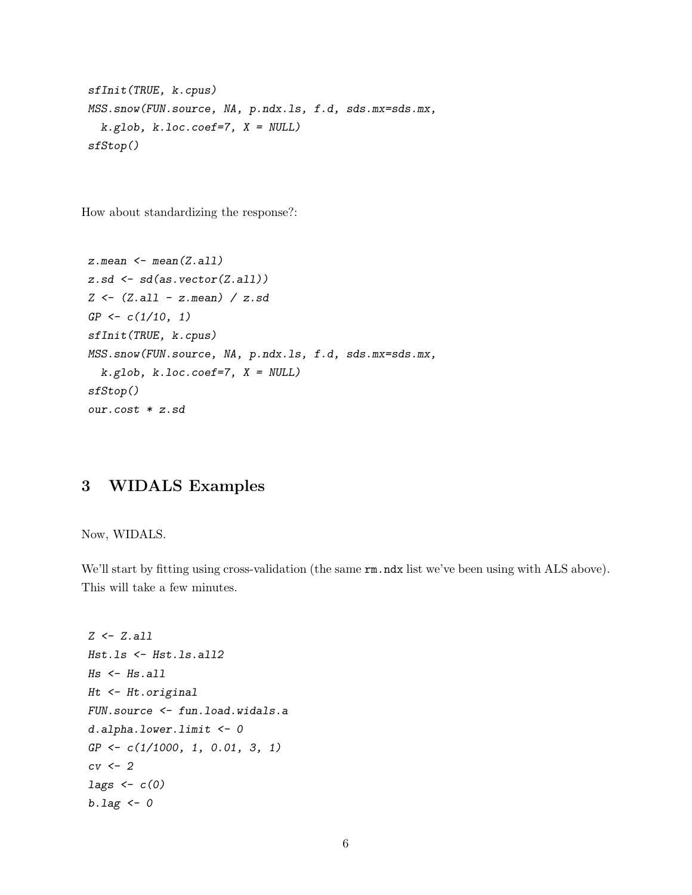```
sfInit(TRUE, k.cpus)
MSS.snow(FUN.source, NA, p.ndx.ls, f.d, sds.mx=sds.mx,
  k.glob, k.loc.coef=7, X = NULL)
sfStop()
```

How about standardizing the response?:

```
z.mean <- mean(Z.all)
z.sd <- sd(as.vector(Z.all))
Z <- (Z.all - z.mean) / z.sd
GP <- c(1/10, 1)
sfInit(TRUE, k.cpus)
MSS.snow(FUN.source, NA, p.ndx.ls, f.d, sds.mx=sds.mx,
  k.glob, k.loc.coef=7, X = NULL)
sfStop()
our.cost * z.sd
```

## 3 WIDALS Examples

Now, WIDALS.

We'll start by fitting using cross-validation (the same `rm.ndx` list we've been using with ALS above). This will take a few minutes.

```
Z <- Z.all
Hst.ls <- Hst.ls.all2
Hs <- Hs.all
Ht <- Ht.original
FUN.source <- fun.load.widals.a
d.alpha.lower.limit <- 0
GP <- c(1/1000, 1, 0.01, 3, 1)
cv <- 2
lags <- c(0)
b.lag <- 0
```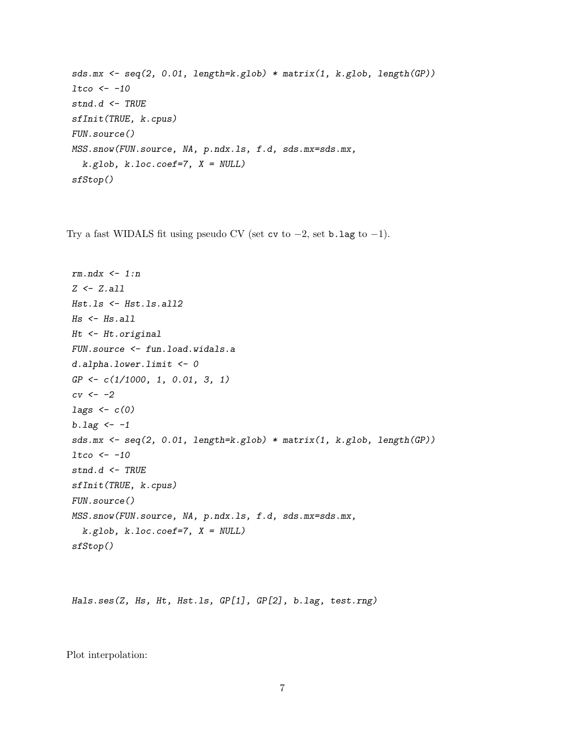```
sds.mx <- seq(2, 0.01, length=k.glob) * matrix(1, k.glob, length(GP))
ltco <- -10
stnd.d <- TRUE
sfInit(TRUE, k.cpus)
FUN.source()
MSS.snow(FUN.source, NA, p.ndx.ls, f.d, sds.mx=sds.mx,
  k.glob, k.loc.coef=7, X = NULL)
sfStop()
```

Try a fast WIDALS fit using pseudo CV (set `cv` to $-2$, set `b.lag` to $-1$).

```
rm.ndx <- 1:n
Z <- Z.all
Hst.ls <- Hst.ls.all2
Hs <- Hs.all
Ht <- Ht.original
FUN.source <- fun.load.widals.a
d.alpha.lower.limit <- 0
GP <- c(1/1000, 1, 0.01, 3, 1)
cv <- -2
lags <- c(0)
b.lag <- -1
sds.mx <- seq(2, 0.01, length=k.glob) * matrix(1, k.glob, length(GP))
ltco <- -10
stnd.d <- TRUE
sfInit(TRUE, k.cpus)
FUN.source()
MSS.snow(FUN.source, NA, p.ndx.ls, f.d, sds.mx=sds.mx,
  k.glob, k.loc.coef=7, X = NULL)
sfStop()
```

```
Hals.ses(Z, Hs, Ht, Hst.ls, GP[1], GP[2], b.lag, test.rng)
```

Plot interpolation: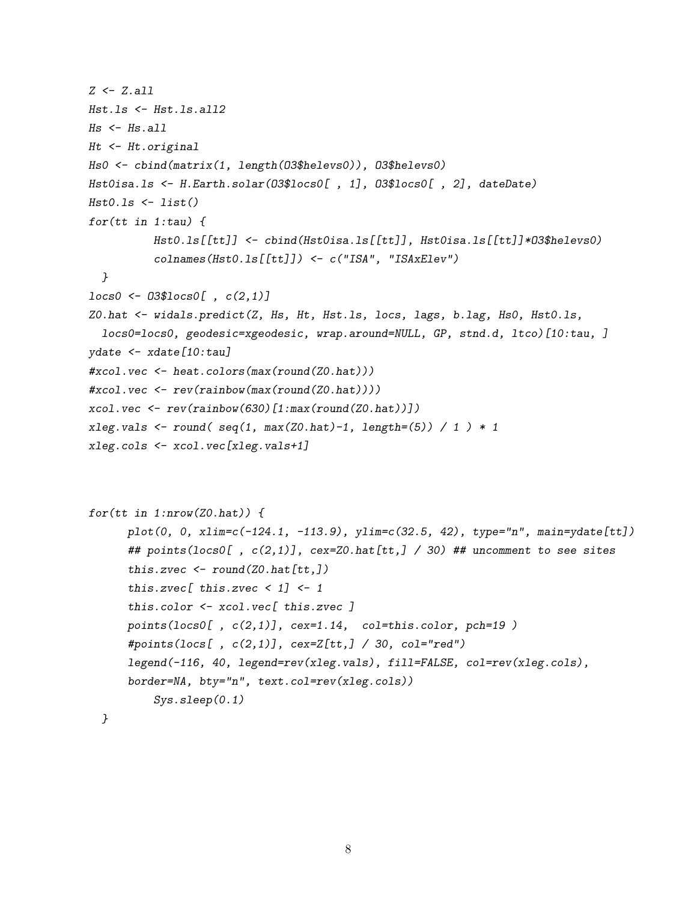```
Z <- Z.all
Hst.ls <- Hst.ls.all2
Hs <- Hs.all
Ht <- Ht.original
Hs0 <- cbind(matrix(1, length(O3$helevs0)), O3$helevs0)
Hst0isa.ls <- H.Earth.solar(O3$locs0[ , 1], O3$locs0[ , 2], dateDate)
Hst0.ls <- list()
for(tt in 1:tau) {
          Hst0.ls[[tt]] <- cbind(Hst0isa.ls[[tt]], Hst0isa.ls[[tt]]*O3$helevs0)
          colnames(Hst0.ls[[tt]]) <- c("ISA", "ISAxElev")
  }
locs0 <- O3$locs0[ , c(2,1)]
Z0.hat <- widals.predict(Z, Hs, Ht, Hst.ls, locs, lags, b.lag, Hs0, Hst0.ls,
  locs0=locs0, geodesic=xgeodesic, wrap.around=NULL, GP, stnd.d, ltco)[10:tau, ]
ydate <- xdate[10:tau]
#xcol.vec <- heat.colors(max(round(Z0.hat)))
#xcol.vec <- rev(rainbow(max(round(Z0.hat))))
xcol.vec <- rev(rainbow(630)[1:max(round(Z0.hat))])
xleg.vals <- round( seq(1, max(Z0.hat)-1, length=(5)) / 1 ) * 1
xleg.cols <- xcol.vec[xleg.vals+1]



for(tt in 1:nrow(Z0.hat)) {
      plot(0, 0, xlim=c(-124.1, -113.9), ylim=c(32.5, 42), type="n", main=ydate[tt])
      ## points(locs0[ , c(2,1)], cex=Z0.hat[tt,] / 30) ## uncomment to see sites
      this.zvec <- round(Z0.hat[tt,])
      this.zvec[ this.zvec < 1] <- 1
      this.color <- xcol.vec[ this.zvec ]
      points(locs0[ , c(2,1)], cex=1.14,  col=this.color, pch=19 )
      #points(locs[ , c(2,1)], cex=Z[tt,] / 30, col="red")
      legend(-116, 40, legend=rev(xleg.vals), fill=FALSE, col=rev(xleg.cols),
      border=NA, bty="n", text.col=rev(xleg.cols))
          Sys.sleep(0.1)
  }
```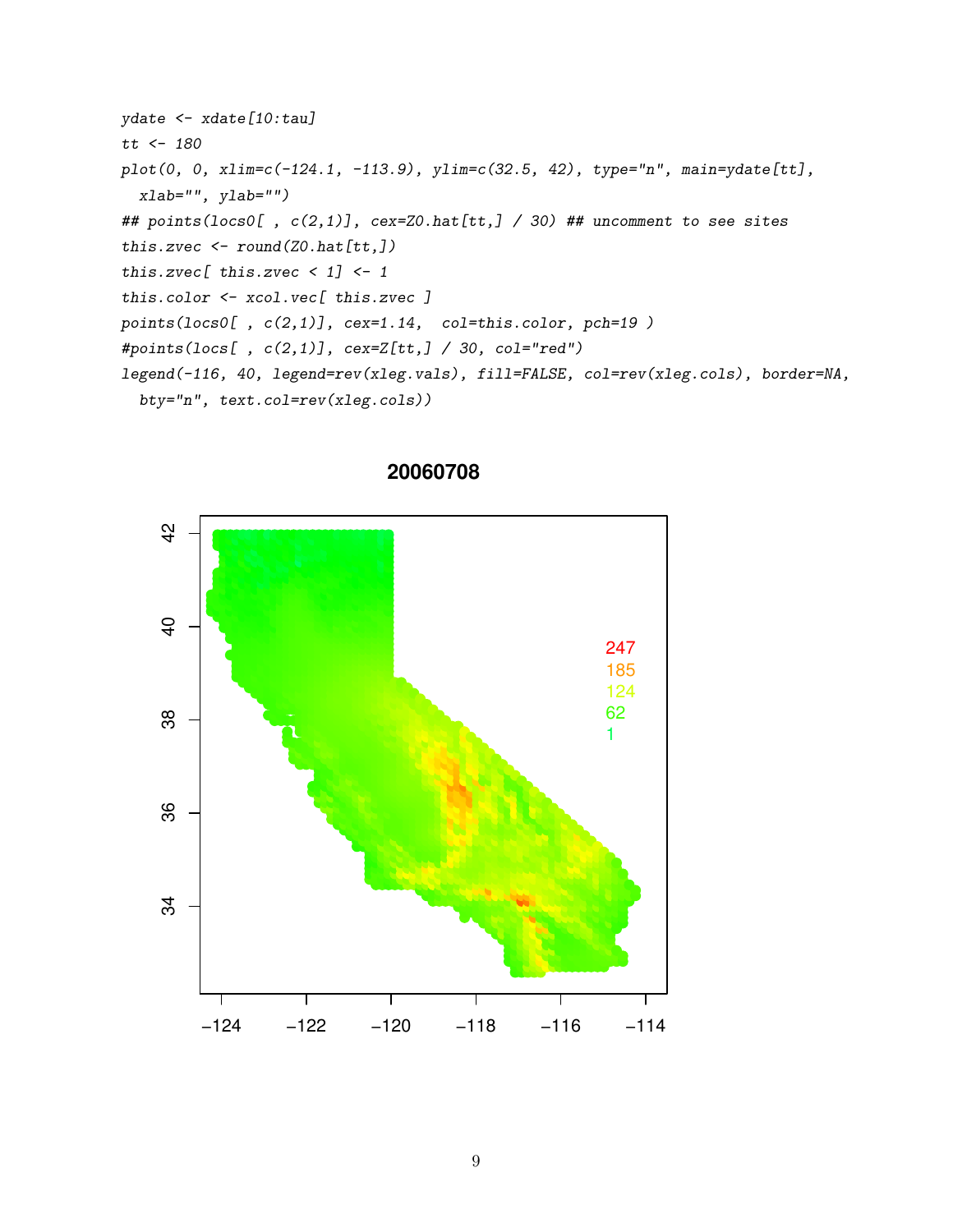```
ydate <- xdate[10:tau]
tt <- 180
plot(0, 0, xlim=c(-124.1, -113.9), ylim=c(32.5, 42), type="n", main=ydate[tt],
  xlab="", ylab="")
## points(locs0[ , c(2,1)], cex=Z0.hat[tt,] / 30) ## uncomment to see sites
this.zvec <- round(Z0.hat[tt,])
this.zvec[ this.zvec < 1] <- 1
this.color <- xcol.vec[ this.zvec ]
points(locs0[ , c(2,1)], cex=1.14,  col=this.color, pch=19 )
#points(locs[ , c(2,1)], cex=Z[tt,] / 30, col="red")
legend(-116, 40, legend=rev(xleg.vals), fill=FALSE, col=rev(xleg.cols), border=NA,
  bty="n", text.col=rev(xleg.cols))
```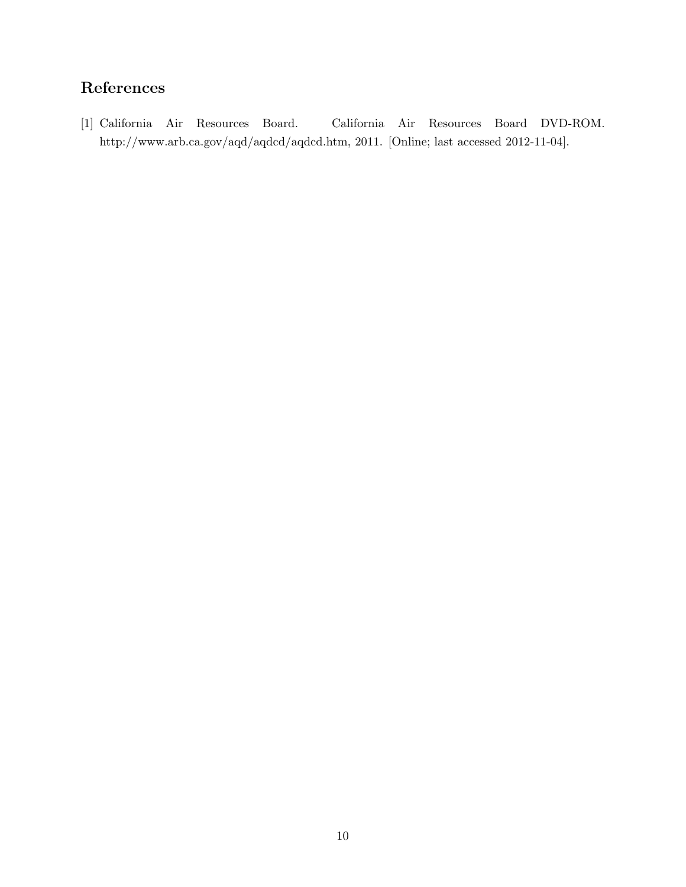## References

[1] California Air Resources Board. California Air Resources Board DVD-ROM. http://www.arb.ca.gov/aqd/aqdcd/aqdcd.htm, 2011. [Online; last accessed 2012-11-04].